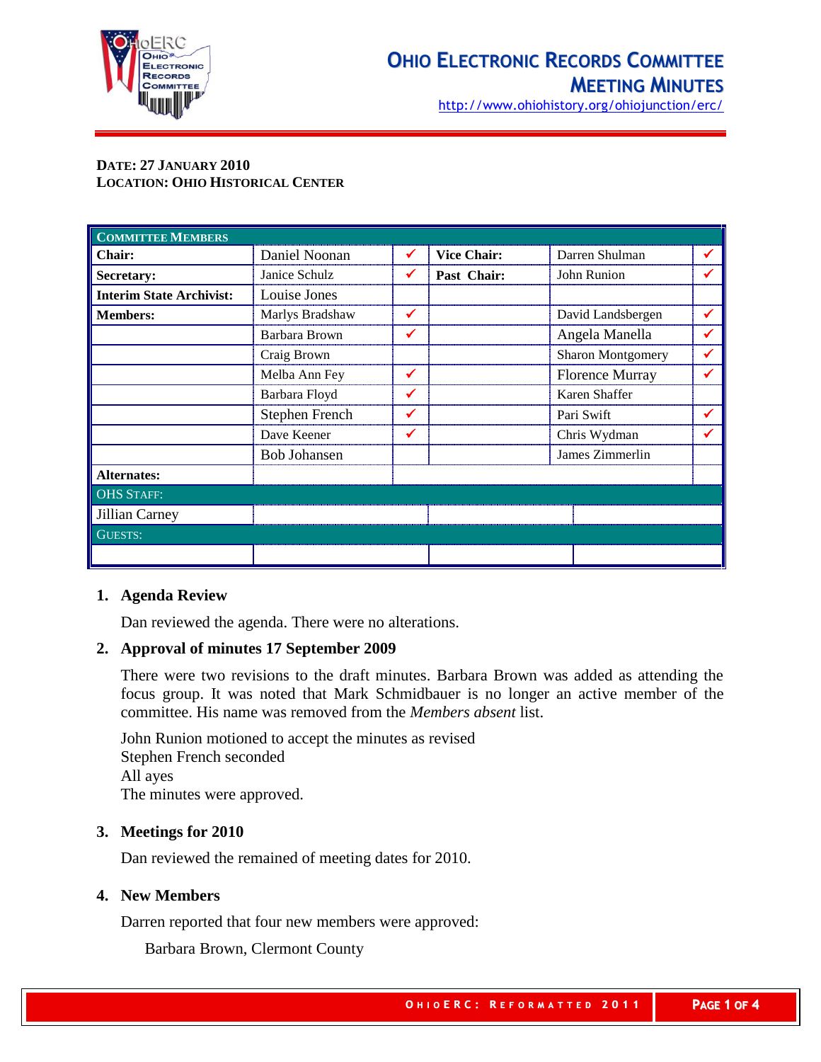# OHIO ELECTRONIC RECORDS COMMITTEE
## MEETING MINUTES

http://www.ohiohistory.org/ohiojunction/erc/

**DATE: 27 JANUARY 2010**
**LOCATION: OHIO HISTORICAL CENTER**

| COMMITTEE MEMBERS | | | | | |
|---|---|---|---|---|---|
| **Chair:** | Daniel Noonan | ✔ | **Vice Chair:** | Darren Shulman | ✔ |
| **Secretary:** | Janice Schulz | ✔ | **Past Chair:** | John Runion | ✔ |
| **Interim State Archivist:** | Louise Jones | | | | |
| **Members:** | Marlys Bradshaw | ✔ | | David Landsbergen | ✔ |
| | Barbara Brown | ✔ | | Angela Manella | ✔ |
| | Craig Brown | | | Sharon Montgomery | ✔ |
| | Melba Ann Fey | ✔ | | Florence Murray | ✔ |
| | Barbara Floyd | ✔ | | Karen Shaffer | |
| | Stephen French | ✔ | | Pari Swift | ✔ |
| | Dave Keener | ✔ | | Chris Wydman | ✔ |
| | Bob Johansen | | | James Zimmerlin | |
| **Alternates:** | | | | | |
| OHS STAFF: | | | | | |
| Jillian Carney | | | | | |
| GUESTS: | | | | | |
| | | | | | |

1. **Agenda Review**

   Dan reviewed the agenda. There were no alterations.

2. **Approval of minutes 17 September 2009**

   There were two revisions to the draft minutes. Barbara Brown was added as attending the focus group. It was noted that Mark Schmidbauer is no longer an active member of the committee. His name was removed from the *Members absent* list.

   John Runion motioned to accept the minutes as revised
   Stephen French seconded
   All ayes
   The minutes were approved.

3. **Meetings for 2010**

   Dan reviewed the remained of meeting dates for 2010.

4. **New Members**

   Darren reported that four new members were approved:

   Barbara Brown, Clermont County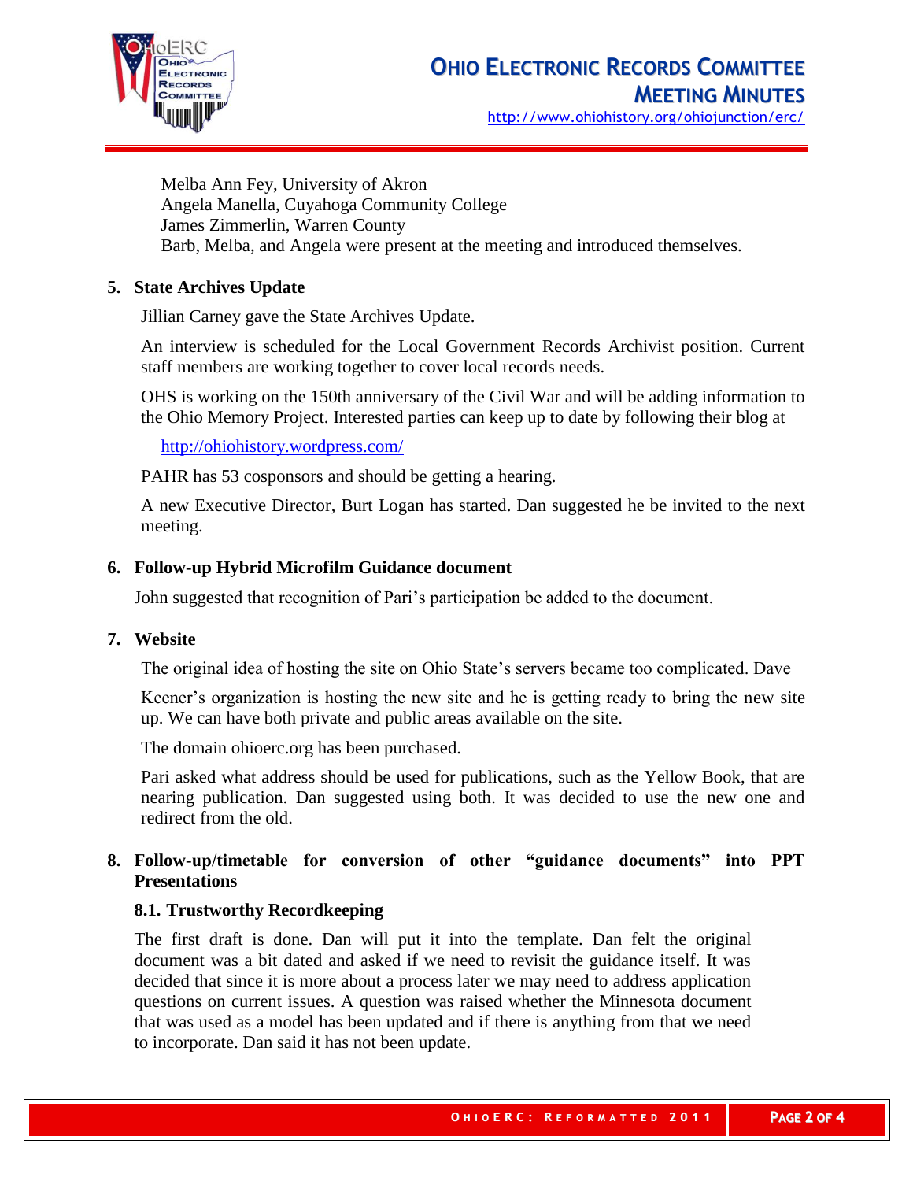Melba Ann Fey, University of Akron
Angela Manella, Cuyahoga Community College
James Zimmerlin, Warren County
Barb, Melba, and Angela were present at the meeting and introduced themselves.

**5. State Archives Update**

Jillian Carney gave the State Archives Update.

An interview is scheduled for the Local Government Records Archivist position. Current staff members are working together to cover local records needs.

OHS is working on the 150th anniversary of the Civil War and will be adding information to the Ohio Memory Project. Interested parties can keep up to date by following their blog at

http://ohiohistory.wordpress.com/

PAHR has 53 cosponsors and should be getting a hearing.

A new Executive Director, Burt Logan has started. Dan suggested he be invited to the next meeting.

**6. Follow-up Hybrid Microfilm Guidance document**

John suggested that recognition of Pari's participation be added to the document.

**7. Website**

The original idea of hosting the site on Ohio State's servers became too complicated. Dave Keener's organization is hosting the new site and he is getting ready to bring the new site up. We can have both private and public areas available on the site.

The domain ohioerc.org has been purchased.

Pari asked what address should be used for publications, such as the Yellow Book, that are nearing publication. Dan suggested using both. It was decided to use the new one and redirect from the old.

**8. Follow-up/timetable for conversion of other "guidance documents" into PPT Presentations**

**8.1. Trustworthy Recordkeeping**

The first draft is done. Dan will put it into the template. Dan felt the original document was a bit dated and asked if we need to revisit the guidance itself. It was decided that since it is more about a process later we may need to address application questions on current issues. A question was raised whether the Minnesota document that was used as a model has been updated and if there is anything from that we need to incorporate. Dan said it has not been update.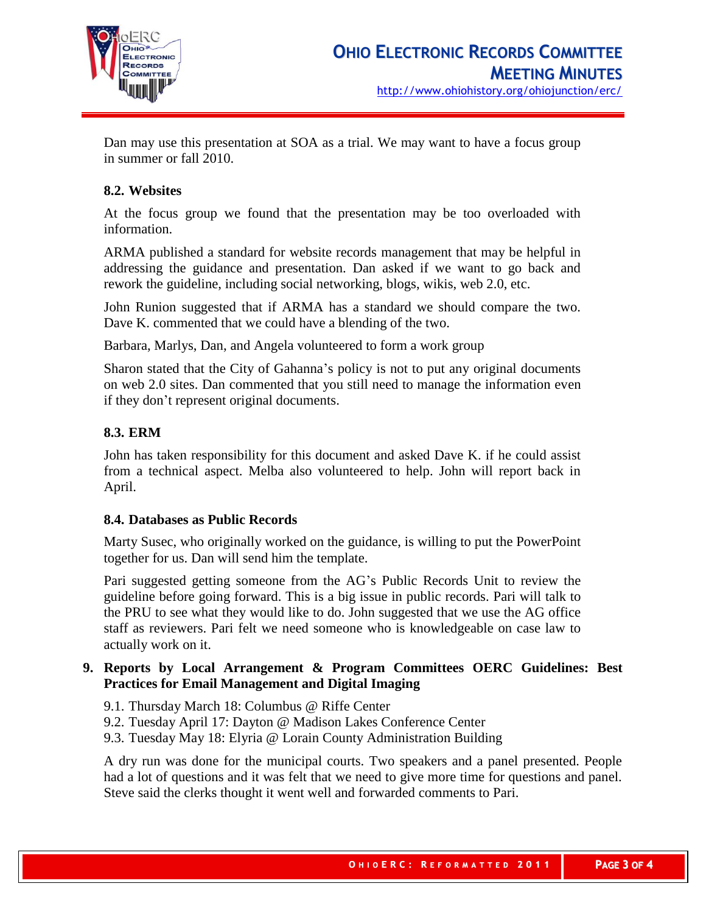Dan may use this presentation at SOA as a trial. We may want to have a focus group in summer or fall 2010.

### 8.2. Websites

At the focus group we found that the presentation may be too overloaded with information.

ARMA published a standard for website records management that may be helpful in addressing the guidance and presentation. Dan asked if we want to go back and rework the guideline, including social networking, blogs, wikis, web 2.0, etc.

John Runion suggested that if ARMA has a standard we should compare the two. Dave K. commented that we could have a blending of the two.

Barbara, Marlys, Dan, and Angela volunteered to form a work group

Sharon stated that the City of Gahanna's policy is not to put any original documents on web 2.0 sites. Dan commented that you still need to manage the information even if they don't represent original documents.

### 8.3. ERM

John has taken responsibility for this document and asked Dave K. if he could assist from a technical aspect. Melba also volunteered to help. John will report back in April.

### 8.4. Databases as Public Records

Marty Susec, who originally worked on the guidance, is willing to put the PowerPoint together for us. Dan will send him the template.

Pari suggested getting someone from the AG's Public Records Unit to review the guideline before going forward. This is a big issue in public records. Pari will talk to the PRU to see what they would like to do. John suggested that we use the AG office staff as reviewers. Pari felt we need someone who is knowledgeable on case law to actually work on it.

## 9. Reports by Local Arrangement & Program Committees OERC Guidelines: Best Practices for Email Management and Digital Imaging

9.1. Thursday March 18: Columbus @ Riffe Center
9.2. Tuesday April 17: Dayton @ Madison Lakes Conference Center
9.3. Tuesday May 18: Elyria @ Lorain County Administration Building

A dry run was done for the municipal courts. Two speakers and a panel presented. People had a lot of questions and it was felt that we need to give more time for questions and panel. Steve said the clerks thought it went well and forwarded comments to Pari.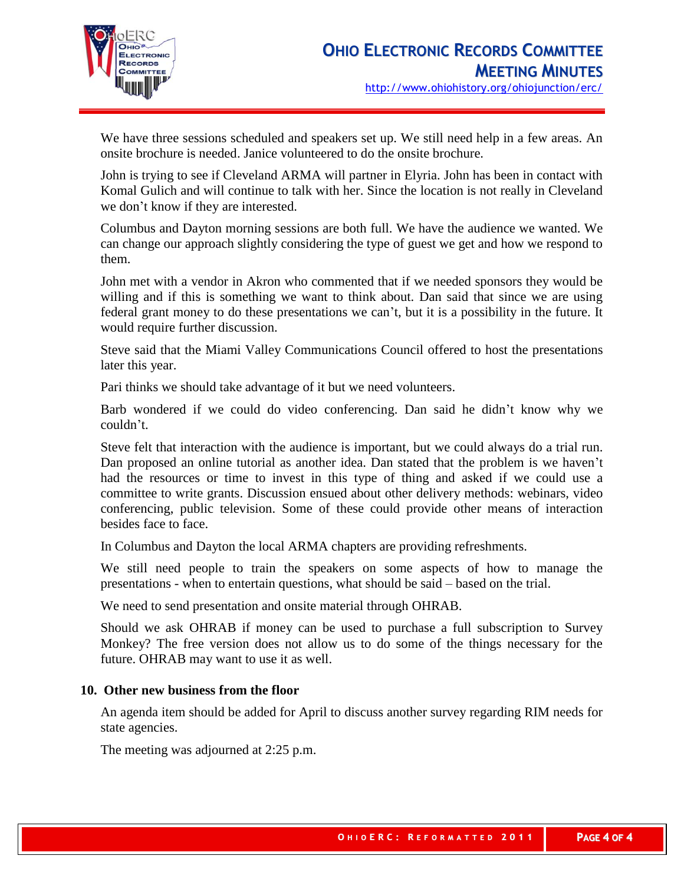We have three sessions scheduled and speakers set up. We still need help in a few areas. An onsite brochure is needed. Janice volunteered to do the onsite brochure.

John is trying to see if Cleveland ARMA will partner in Elyria. John has been in contact with Komal Gulich and will continue to talk with her. Since the location is not really in Cleveland we don't know if they are interested.

Columbus and Dayton morning sessions are both full. We have the audience we wanted. We can change our approach slightly considering the type of guest we get and how we respond to them.

John met with a vendor in Akron who commented that if we needed sponsors they would be willing and if this is something we want to think about. Dan said that since we are using federal grant money to do these presentations we can't, but it is a possibility in the future. It would require further discussion.

Steve said that the Miami Valley Communications Council offered to host the presentations later this year.

Pari thinks we should take advantage of it but we need volunteers.

Barb wondered if we could do video conferencing. Dan said he didn't know why we couldn't.

Steve felt that interaction with the audience is important, but we could always do a trial run. Dan proposed an online tutorial as another idea. Dan stated that the problem is we haven't had the resources or time to invest in this type of thing and asked if we could use a committee to write grants. Discussion ensued about other delivery methods: webinars, video conferencing, public television. Some of these could provide other means of interaction besides face to face.

In Columbus and Dayton the local ARMA chapters are providing refreshments.

We still need people to train the speakers on some aspects of how to manage the presentations - when to entertain questions, what should be said – based on the trial.

We need to send presentation and onsite material through OHRAB.

Should we ask OHRAB if money can be used to purchase a full subscription to Survey Monkey? The free version does not allow us to do some of the things necessary for the future. OHRAB may want to use it as well.

**10. Other new business from the floor**

An agenda item should be added for April to discuss another survey regarding RIM needs for state agencies.

The meeting was adjourned at 2:25 p.m.